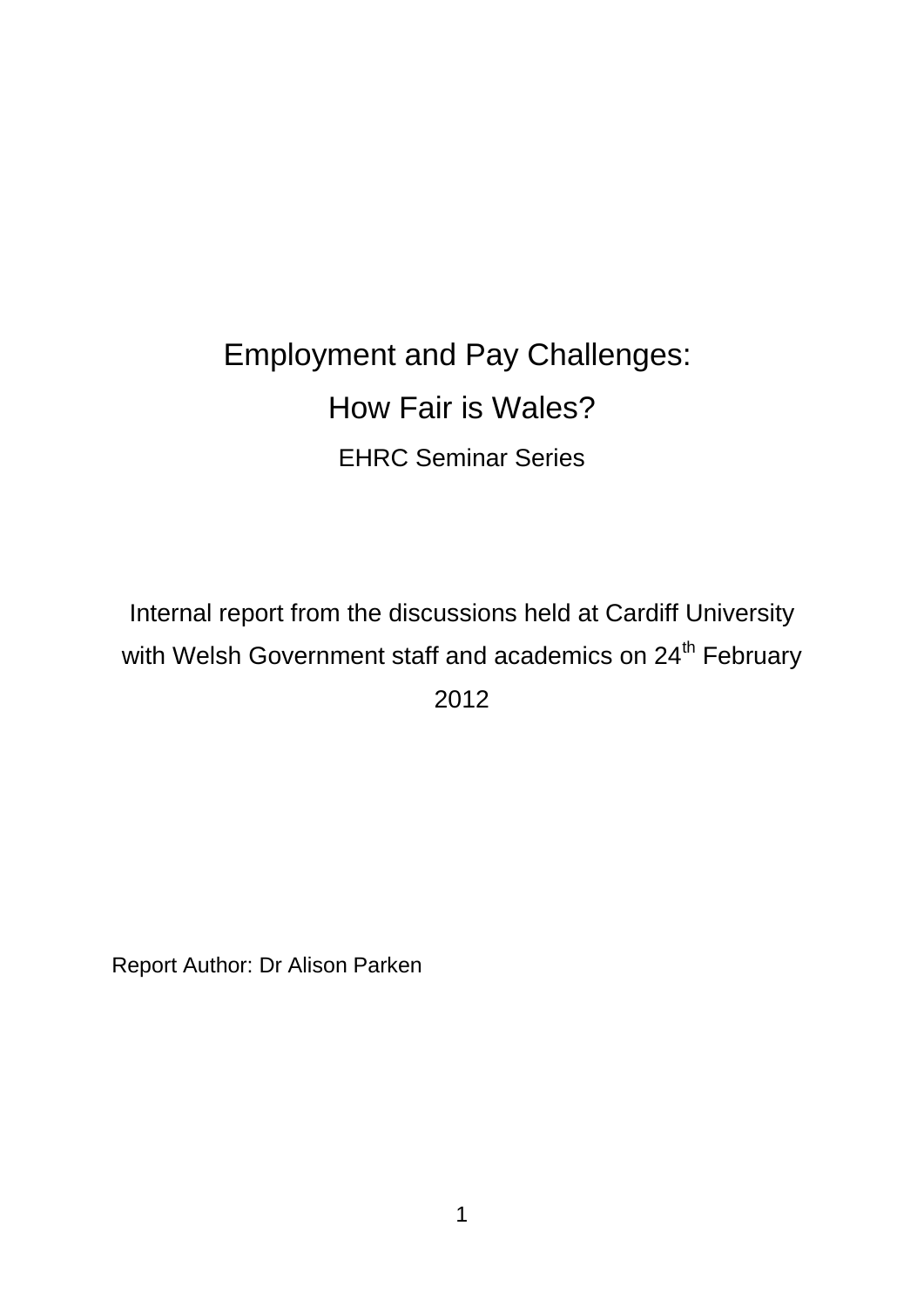# Employment and Pay Challenges:

# How Fair is Wales?

## EHRC Seminar Series

Internal report from the discussions held at Cardiff University with Welsh Government staff and academics on 24th February 2012

Report Author: Dr Alison Parken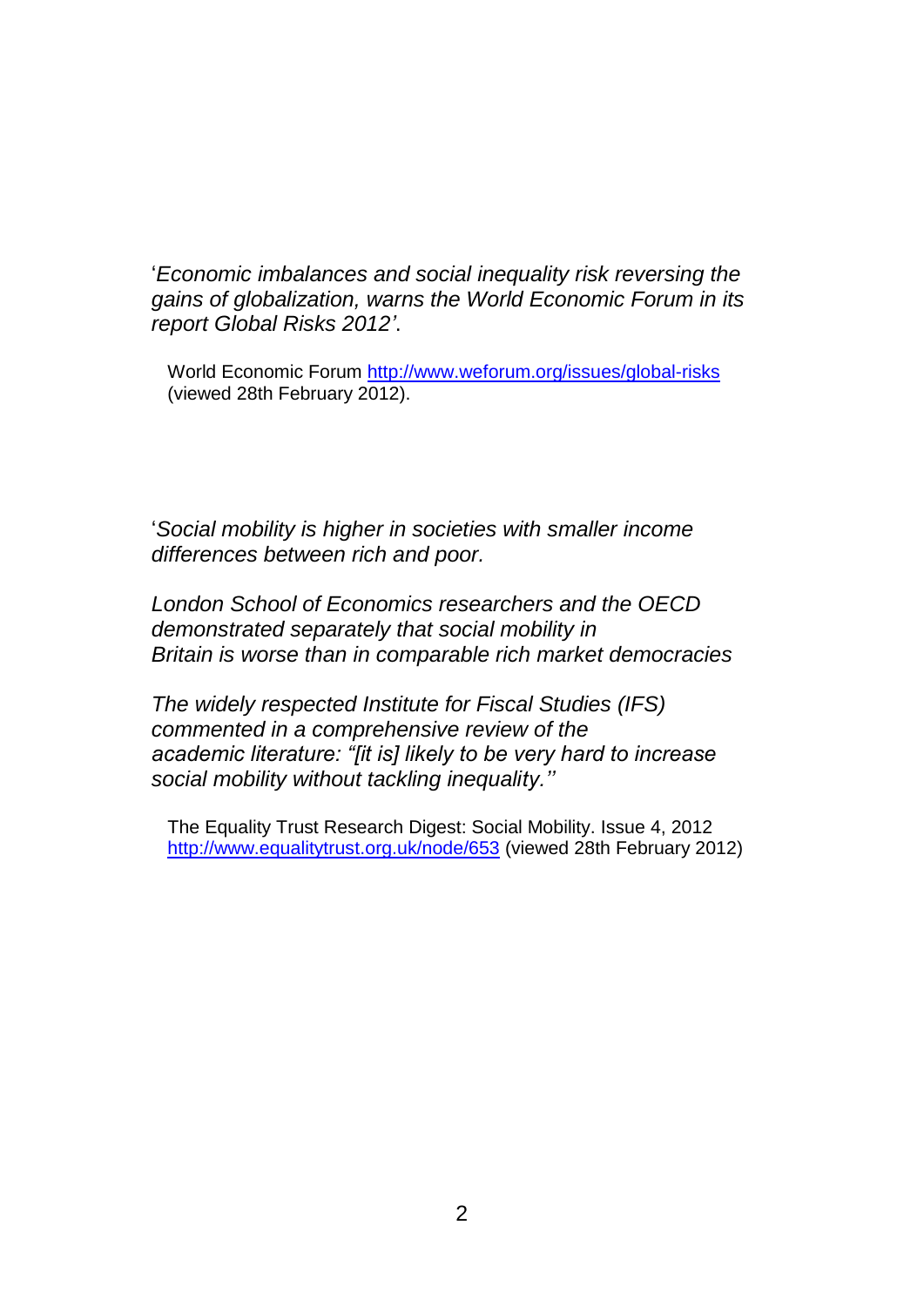'*Economic imbalances and social inequality risk reversing the gains of globalization, warns the World Economic Forum in its report Global Risks 2012'*.

World Economic Forum http://www.weforum.org/issues/global-risks (viewed 28th February 2012).

'*Social mobility is higher in societies with smaller income differences between rich and poor.*

*London School of Economics researchers and the OECD demonstrated separately that social mobility in Britain is worse than in comparable rich market democracies*

*The widely respected Institute for Fiscal Studies (IFS) commented in a comprehensive review of the academic literature: "[it is] likely to be very hard to increase social mobility without tackling inequality.''*

The Equality Trust Research Digest: Social Mobility. Issue 4, 2012 http://www.equalitytrust.org.uk/node/653 (viewed 28th February 2012)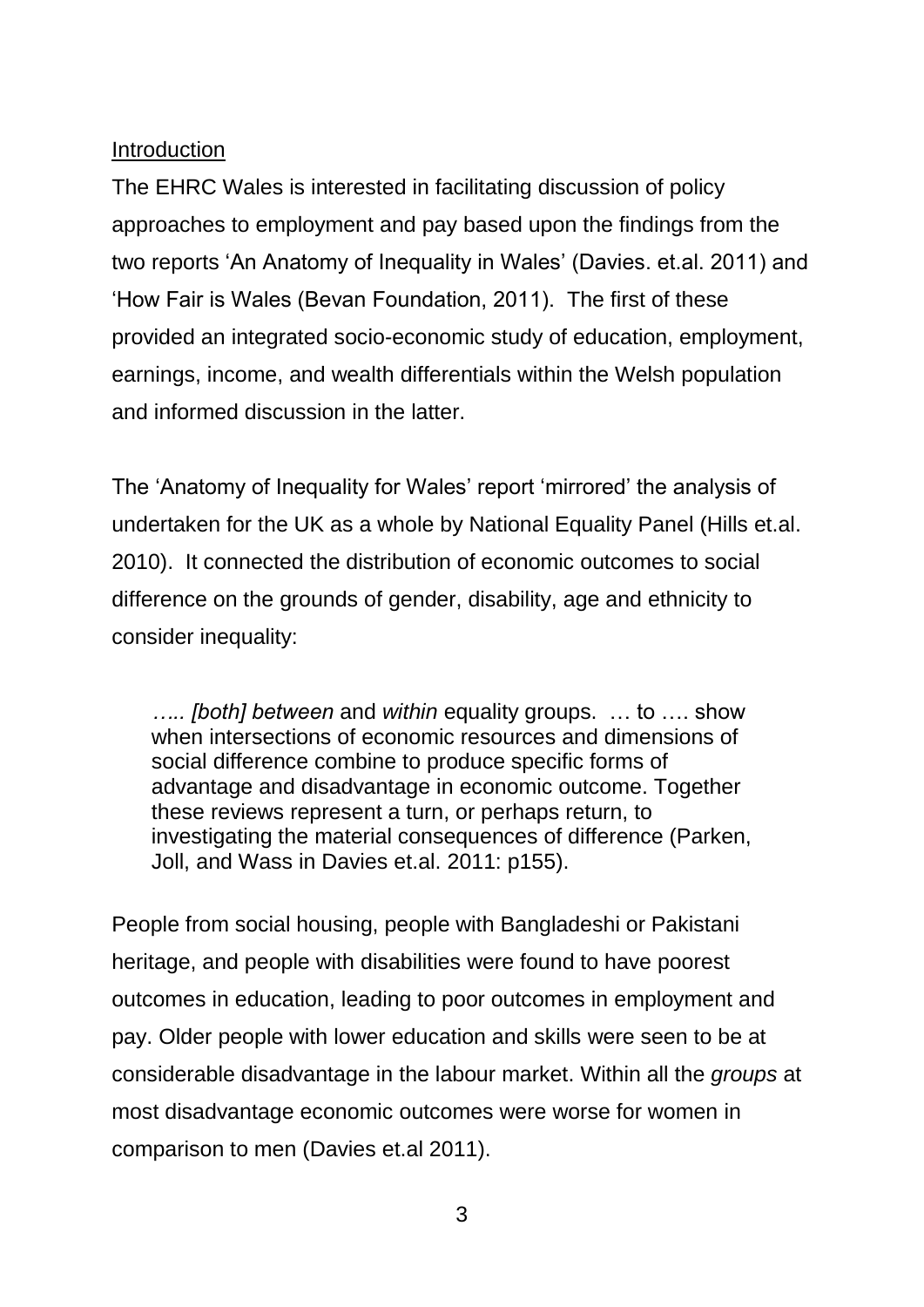## Introduction

The EHRC Wales is interested in facilitating discussion of policy approaches to employment and pay based upon the findings from the two reports 'An Anatomy of Inequality in Wales' (Davies. et.al. 2011) and 'How Fair is Wales (Bevan Foundation, 2011). The first of these provided an integrated socio-economic study of education, employment, earnings, income, and wealth differentials within the Welsh population and informed discussion in the latter.

The 'Anatomy of Inequality for Wales' report 'mirrored' the analysis of undertaken for the UK as a whole by National Equality Panel (Hills et.al. 2010). It connected the distribution of economic outcomes to social difference on the grounds of gender, disability, age and ethnicity to consider inequality:

> *….. [both] between* and *within* equality groups. … to …. show when intersections of economic resources and dimensions of social difference combine to produce specific forms of advantage and disadvantage in economic outcome. Together these reviews represent a turn, or perhaps return, to investigating the material consequences of difference (Parken, Joll, and Wass in Davies et.al. 2011: p155).

People from social housing, people with Bangladeshi or Pakistani heritage, and people with disabilities were found to have poorest outcomes in education, leading to poor outcomes in employment and pay. Older people with lower education and skills were seen to be at considerable disadvantage in the labour market. Within all the *groups* at most disadvantage economic outcomes were worse for women in comparison to men (Davies et.al 2011).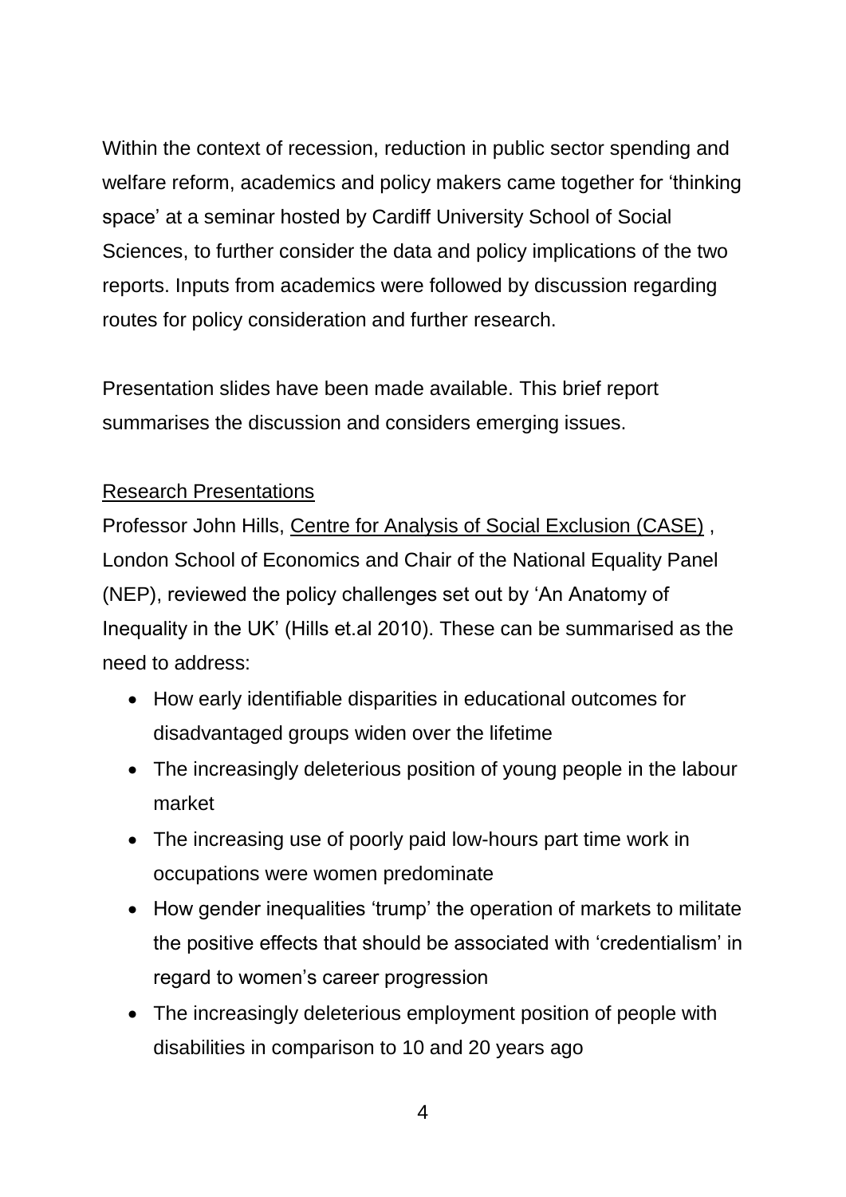Within the context of recession, reduction in public sector spending and welfare reform, academics and policy makers came together for 'thinking space' at a seminar hosted by Cardiff University School of Social Sciences, to further consider the data and policy implications of the two reports. Inputs from academics were followed by discussion regarding routes for policy consideration and further research.

Presentation slides have been made available. This brief report summarises the discussion and considers emerging issues.

<u>Research Presentations</u>

Professor John Hills, <u>Centre for Analysis of Social Exclusion (CASE)</u> , London School of Economics and Chair of the National Equality Panel (NEP), reviewed the policy challenges set out by 'An Anatomy of Inequality in the UK' (Hills et.al 2010). These can be summarised as the need to address:

- How early identifiable disparities in educational outcomes for disadvantaged groups widen over the lifetime
- The increasingly deleterious position of young people in the labour market
- The increasing use of poorly paid low-hours part time work in occupations were women predominate
- How gender inequalities 'trump' the operation of markets to militate the positive effects that should be associated with 'credentialism' in regard to women's career progression
- The increasingly deleterious employment position of people with disabilities in comparison to 10 and 20 years ago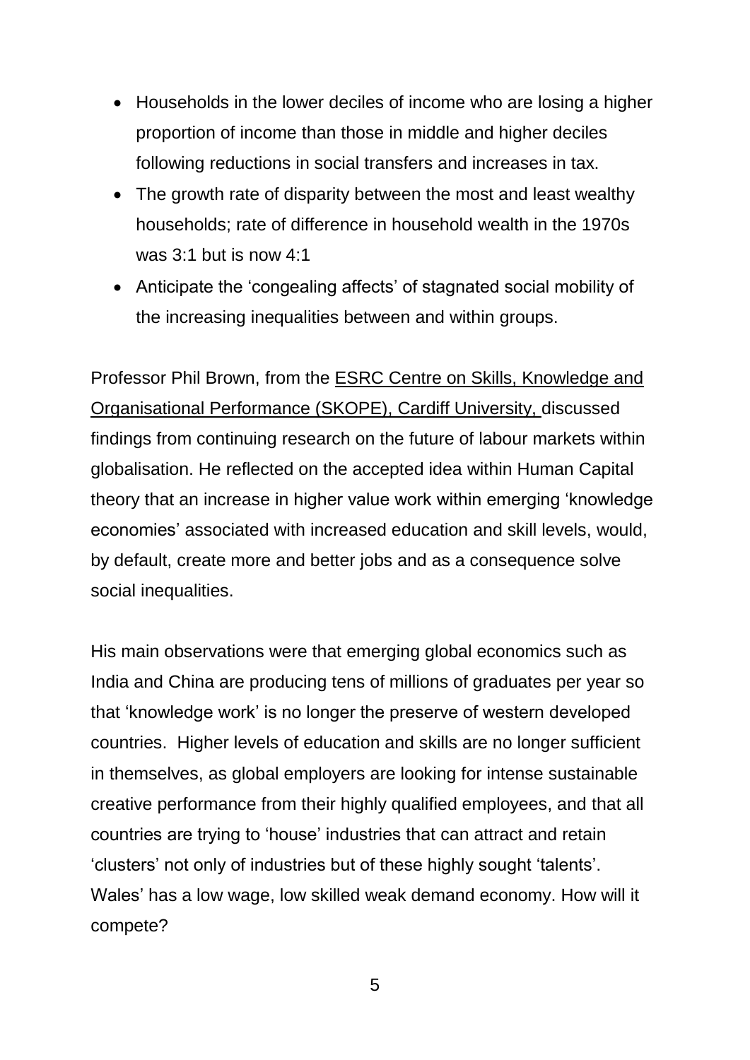- Households in the lower deciles of income who are losing a higher proportion of income than those in middle and higher deciles following reductions in social transfers and increases in tax.
- The growth rate of disparity between the most and least wealthy households; rate of difference in household wealth in the 1970s was 3:1 but is now 4:1
- Anticipate the 'congealing affects' of stagnated social mobility of the increasing inequalities between and within groups.

Professor Phil Brown, from the ESRC Centre on Skills, Knowledge and Organisational Performance (SKOPE), Cardiff University, discussed findings from continuing research on the future of labour markets within globalisation. He reflected on the accepted idea within Human Capital theory that an increase in higher value work within emerging 'knowledge economies' associated with increased education and skill levels, would, by default, create more and better jobs and as a consequence solve social inequalities.

His main observations were that emerging global economics such as India and China are producing tens of millions of graduates per year so that 'knowledge work' is no longer the preserve of western developed countries. Higher levels of education and skills are no longer sufficient in themselves, as global employers are looking for intense sustainable creative performance from their highly qualified employees, and that all countries are trying to 'house' industries that can attract and retain 'clusters' not only of industries but of these highly sought 'talents'. Wales' has a low wage, low skilled weak demand economy. How will it compete?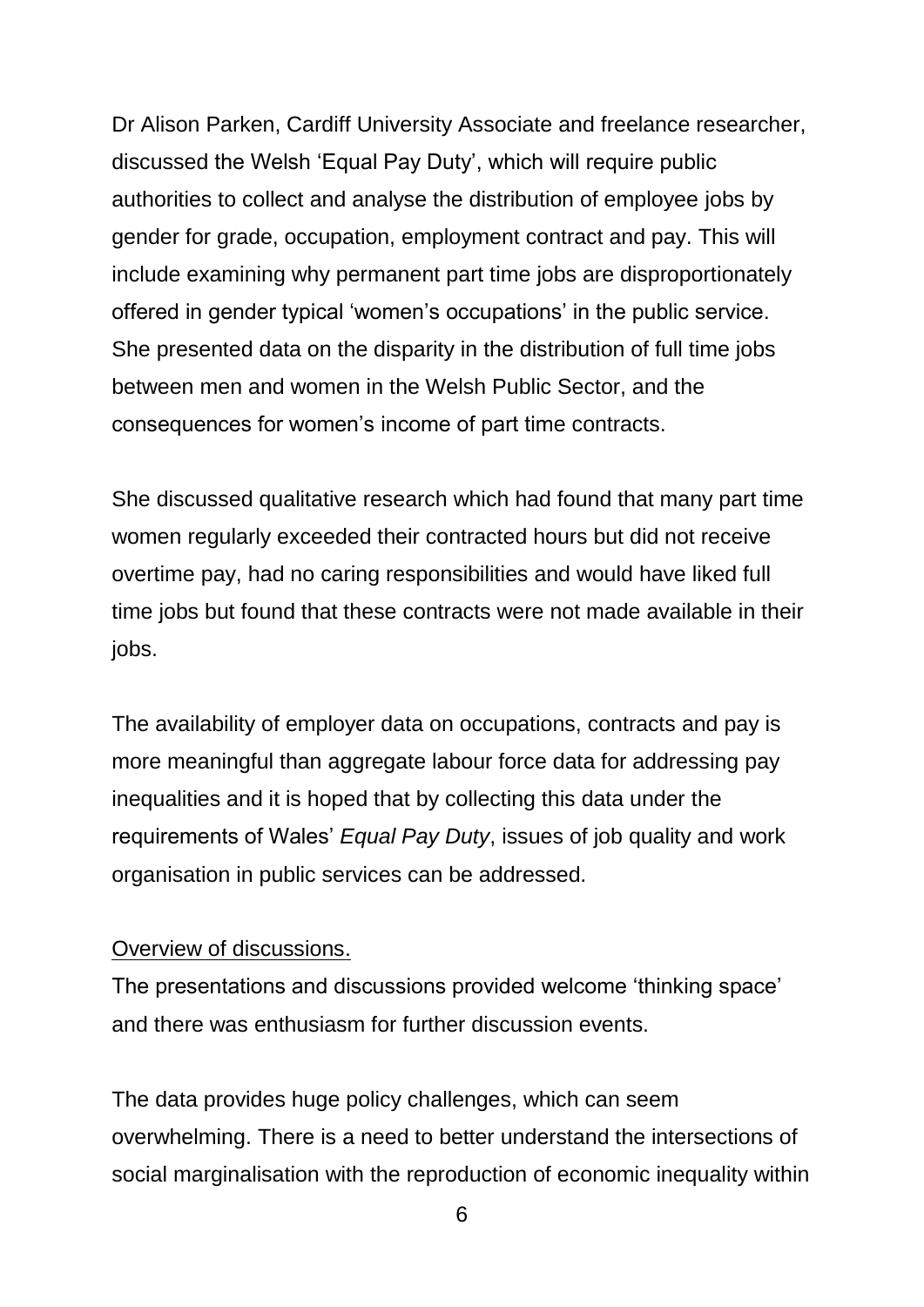Dr Alison Parken, Cardiff University Associate and freelance researcher, discussed the Welsh 'Equal Pay Duty', which will require public authorities to collect and analyse the distribution of employee jobs by gender for grade, occupation, employment contract and pay. This will include examining why permanent part time jobs are disproportionately offered in gender typical 'women's occupations' in the public service. She presented data on the disparity in the distribution of full time jobs between men and women in the Welsh Public Sector, and the consequences for women's income of part time contracts.

She discussed qualitative research which had found that many part time women regularly exceeded their contracted hours but did not receive overtime pay, had no caring responsibilities and would have liked full time jobs but found that these contracts were not made available in their jobs.

The availability of employer data on occupations, contracts and pay is more meaningful than aggregate labour force data for addressing pay inequalities and it is hoped that by collecting this data under the requirements of Wales' *Equal Pay Duty*, issues of job quality and work organisation in public services can be addressed.

<u>Overview of discussions.</u>

The presentations and discussions provided welcome 'thinking space' and there was enthusiasm for further discussion events.

The data provides huge policy challenges, which can seem overwhelming. There is a need to better understand the intersections of social marginalisation with the reproduction of economic inequality within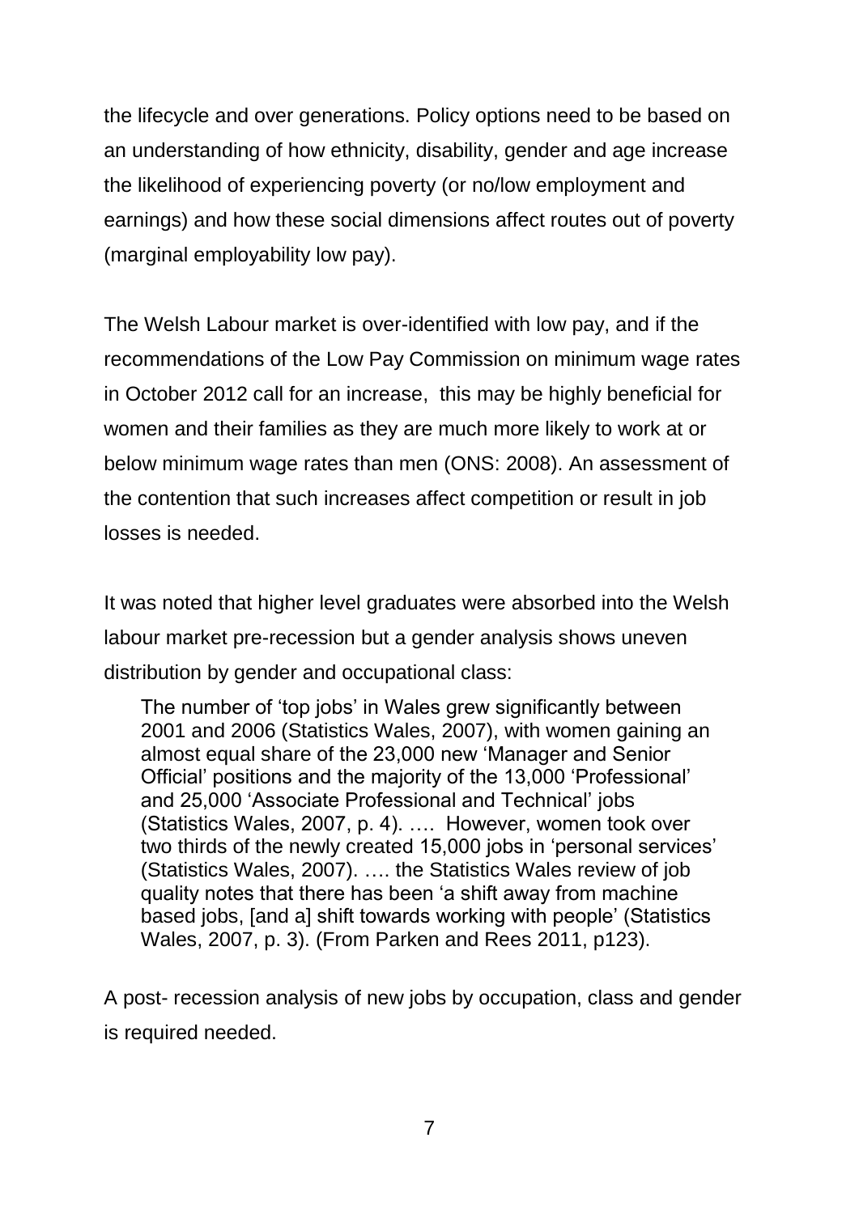the lifecycle and over generations. Policy options need to be based on an understanding of how ethnicity, disability, gender and age increase the likelihood of experiencing poverty (or no/low employment and earnings) and how these social dimensions affect routes out of poverty (marginal employability low pay).

The Welsh Labour market is over-identified with low pay, and if the recommendations of the Low Pay Commission on minimum wage rates in October 2012 call for an increase, this may be highly beneficial for women and their families as they are much more likely to work at or below minimum wage rates than men (ONS: 2008). An assessment of the contention that such increases affect competition or result in job losses is needed.

It was noted that higher level graduates were absorbed into the Welsh labour market pre-recession but a gender analysis shows uneven distribution by gender and occupational class:

> The number of 'top jobs' in Wales grew significantly between 2001 and 2006 (Statistics Wales, 2007), with women gaining an almost equal share of the 23,000 new 'Manager and Senior Official' positions and the majority of the 13,000 'Professional' and 25,000 'Associate Professional and Technical' jobs (Statistics Wales, 2007, p. 4). …. However, women took over two thirds of the newly created 15,000 jobs in 'personal services' (Statistics Wales, 2007). …. the Statistics Wales review of job quality notes that there has been 'a shift away from machine based jobs, [and a] shift towards working with people' (Statistics Wales, 2007, p. 3). (From Parken and Rees 2011, p123).

A post- recession analysis of new jobs by occupation, class and gender is required needed.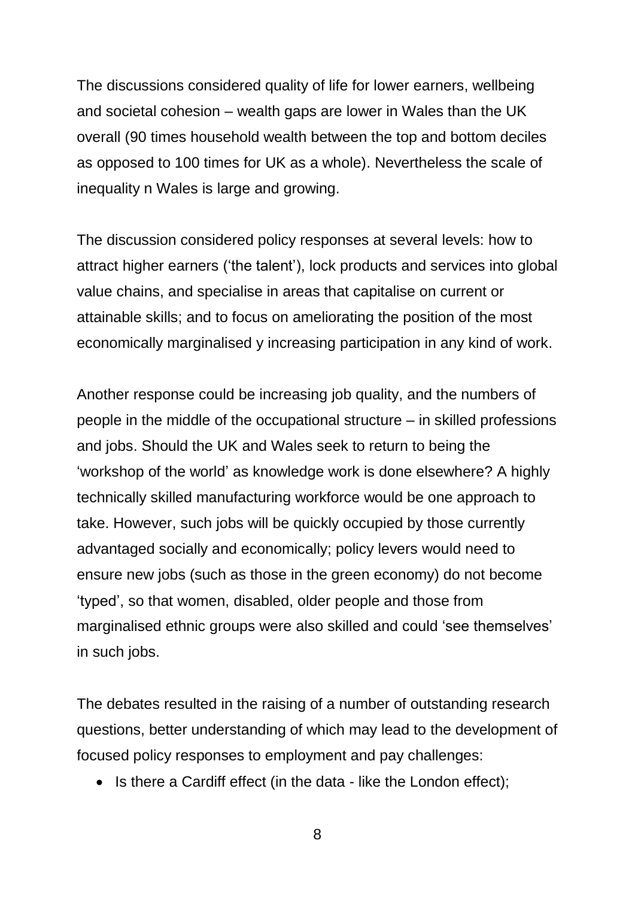The discussions considered quality of life for lower earners, wellbeing and societal cohesion – wealth gaps are lower in Wales than the UK overall (90 times household wealth between the top and bottom deciles as opposed to 100 times for UK as a whole). Nevertheless the scale of inequality n Wales is large and growing.

The discussion considered policy responses at several levels: how to attract higher earners ('the talent'), lock products and services into global value chains, and specialise in areas that capitalise on current or attainable skills; and to focus on ameliorating the position of the most economically marginalised y increasing participation in any kind of work.

Another response could be increasing job quality, and the numbers of people in the middle of the occupational structure – in skilled professions and jobs. Should the UK and Wales seek to return to being the 'workshop of the world' as knowledge work is done elsewhere? A highly technically skilled manufacturing workforce would be one approach to take. However, such jobs will be quickly occupied by those currently advantaged socially and economically; policy levers would need to ensure new jobs (such as those in the green economy) do not become 'typed', so that women, disabled, older people and those from marginalised ethnic groups were also skilled and could 'see themselves' in such jobs.

The debates resulted in the raising of a number of outstanding research questions, better understanding of which may lead to the development of focused policy responses to employment and pay challenges:

- Is there a Cardiff effect (in the data - like the London effect);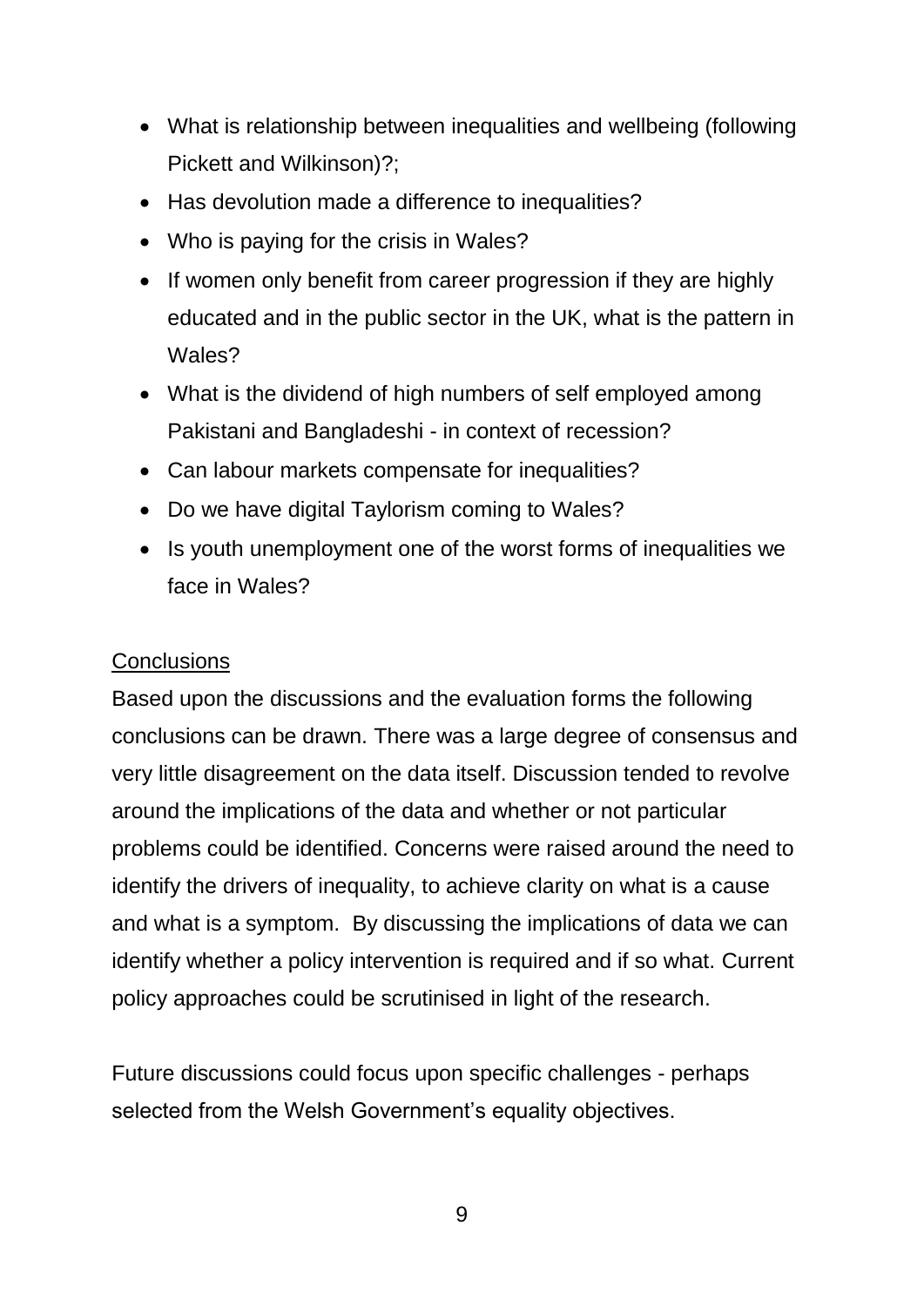- What is relationship between inequalities and wellbeing (following Pickett and Wilkinson)?;
- Has devolution made a difference to inequalities?
- Who is paying for the crisis in Wales?
- If women only benefit from career progression if they are highly educated and in the public sector in the UK, what is the pattern in Wales?
- What is the dividend of high numbers of self employed among Pakistani and Bangladeshi - in context of recession?
- Can labour markets compensate for inequalities?
- Do we have digital Taylorism coming to Wales?
- Is youth unemployment one of the worst forms of inequalities we face in Wales?

## Conclusions

Based upon the discussions and the evaluation forms the following conclusions can be drawn. There was a large degree of consensus and very little disagreement on the data itself. Discussion tended to revolve around the implications of the data and whether or not particular problems could be identified. Concerns were raised around the need to identify the drivers of inequality, to achieve clarity on what is a cause and what is a symptom. By discussing the implications of data we can identify whether a policy intervention is required and if so what. Current policy approaches could be scrutinised in light of the research.

Future discussions could focus upon specific challenges - perhaps selected from the Welsh Government's equality objectives.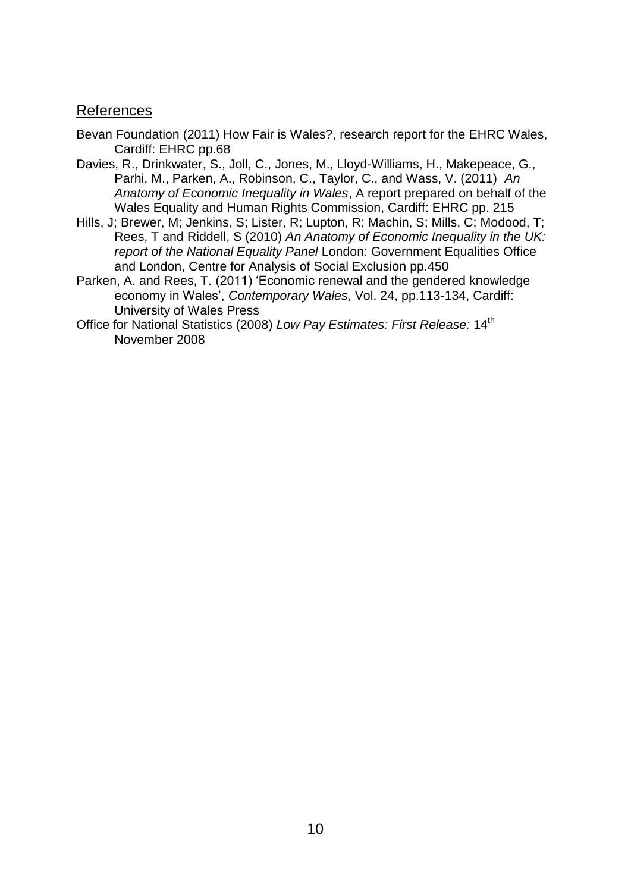## References

Bevan Foundation (2011) How Fair is Wales?, research report for the EHRC Wales, Cardiff: EHRC pp.68

Davies, R., Drinkwater, S., Joll, C., Jones, M., Lloyd-Williams, H., Makepeace, G., Parhi, M., Parken, A., Robinson, C., Taylor, C., and Wass, V. (2011) *An Anatomy of Economic Inequality in Wales*, A report prepared on behalf of the Wales Equality and Human Rights Commission, Cardiff: EHRC pp. 215

Hills, J; Brewer, M; Jenkins, S; Lister, R; Lupton, R; Machin, S; Mills, C; Modood, T; Rees, T and Riddell, S (2010) *An Anatomy of Economic Inequality in the UK: report of the National Equality Panel* London: Government Equalities Office and London, Centre for Analysis of Social Exclusion pp.450

Parken, A. and Rees, T. (2011) 'Economic renewal and the gendered knowledge economy in Wales', *Contemporary Wales*, Vol. 24, pp.113-134, Cardiff: University of Wales Press

Office for National Statistics (2008) *Low Pay Estimates: First Release:* 14th November 2008